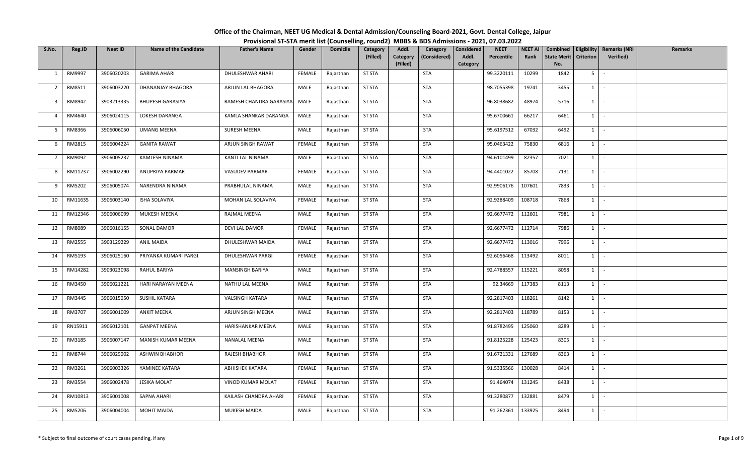# Office of the Chairman, NEET UG Medical & Dental Admission/Counseling Board-2021, Govt. Dental College, Jaipur

## Provisional ST-STA merit list (Counselling, round2) MBBS & BDS Admissions - 2021, 07.03.2022

| S.No. | Reg.ID | Neet ID | Name of the Candidate | Father's Name | Gender | Domicile | Category (Filled) | Addl. Category (Filled) | Category (Considered) | Considered Addl. Category | NEET Percentile | NEET AI Rank | Combined State Merit No. | Eligibility Criterion | Remarks (NRI Verified) | Remarks |
|---|---|---|---|---|---|---|---|---|---|---|---|---|---|---|---|---|
| 1 | RM9997 | 3906020203 | GARIMA AHARI | DHULESHWAR AHARI | FEMALE | Rajasthan | ST STA | | STA | | 99.3220111 | 10299 | 1842 | 5 | - | |
| 2 | RM8511 | 3906003220 | DHANANJAY BHAGORA | ARJUN LAL BHAGORA | MALE | Rajasthan | ST STA | | STA | | 98.7055398 | 19741 | 3455 | 1 | - | |
| 3 | RM8942 | 3903213335 | BHUPESH GARASIYA | RAMESH CHANDRA GARASIYA | MALE | Rajasthan | ST STA | | STA | | 96.8038682 | 48974 | 5716 | 1 | - | |
| 4 | RM4640 | 3906024115 | LOKESH DARANGA | KAMLA SHANKAR DARANGA | MALE | Rajasthan | ST STA | | STA | | 95.6700661 | 66217 | 6461 | 1 | - | |
| 5 | RM8366 | 3906006050 | UMANG MEENA | SURESH MEENA | MALE | Rajasthan | ST STA | | STA | | 95.6197512 | 67032 | 6492 | 1 | - | |
| 6 | RM2815 | 3906004224 | GANITA RAWAT | ARJUN SINGH RAWAT | FEMALE | Rajasthan | ST STA | | STA | | 95.0463422 | 75830 | 6816 | 1 | - | |
| 7 | RM9092 | 3906005237 | KAMLESH NINAMA | KANTI LAL NINAMA | MALE | Rajasthan | ST STA | | STA | | 94.6101499 | 82357 | 7021 | 1 | - | |
| 8 | RM11237 | 3906002290 | ANUPRIYA PARMAR | VASUDEV PARMAR | FEMALE | Rajasthan | ST STA | | STA | | 94.4401022 | 85708 | 7131 | 1 | - | |
| 9 | RM5202 | 3906005074 | NARENDRA NINAMA | PRABHULAL NINAMA | MALE | Rajasthan | ST STA | | STA | | 92.9906176 | 107601 | 7833 | 1 | - | |
| 10 | RM11635 | 3906003140 | ISHA SOLAVIYA | MOHAN LAL SOLAVIYA | FEMALE | Rajasthan | ST STA | | STA | | 92.9288409 | 108718 | 7868 | 1 | - | |
| 11 | RM12346 | 3906006099 | MUKESH MEENA | RAJMAL MEENA | MALE | Rajasthan | ST STA | | STA | | 92.6677472 | 112601 | 7981 | 1 | - | |
| 12 | RM8089 | 3906016155 | SONAL DAMOR | DEVI LAL DAMOR | FEMALE | Rajasthan | ST STA | | STA | | 92.6677472 | 112714 | 7986 | 1 | - | |
| 13 | RM2555 | 3903129229 | ANIL MAIDA | DHULESHWAR MAIDA | MALE | Rajasthan | ST STA | | STA | | 92.6677472 | 113016 | 7996 | 1 | - | |
| 14 | RM5193 | 3906025160 | PRIYANKA KUMARI PARGI | DHULESHWAR PARGI | FEMALE | Rajasthan | ST STA | | STA | | 92.6056468 | 113492 | 8011 | 1 | - | |
| 15 | RM14282 | 3903023098 | RAHUL BARIYA | MANSINGH BARIYA | MALE | Rajasthan | ST STA | | STA | | 92.4788557 | 115221 | 8058 | 1 | - | |
| 16 | RM3450 | 3906021221 | HARI NARAYAN MEENA | NATHU LAL MEENA | MALE | Rajasthan | ST STA | | STA | | 92.34669 | 117383 | 8113 | 1 | - | |
| 17 | RM3445 | 3906015050 | SUSHIL KATARA | VALSINGH KATARA | MALE | Rajasthan | ST STA | | STA | | 92.2817403 | 118261 | 8142 | 1 | - | |
| 18 | RM3707 | 3906001009 | ANKIT MEENA | ARJUN SINGH MEENA | MALE | Rajasthan | ST STA | | STA | | 92.2817403 | 118789 | 8153 | 1 | - | |
| 19 | RN15911 | 3906012101 | GANPAT MEENA | HARISHANKAR MEENA | MALE | Rajasthan | ST STA | | STA | | 91.8782495 | 125060 | 8289 | 1 | - | |
| 20 | RM3185 | 3906007147 | MANISH KUMAR MEENA | NANALAL MEENA | MALE | Rajasthan | ST STA | | STA | | 91.8125228 | 125423 | 8305 | 1 | - | |
| 21 | RM8744 | 3906029002 | ASHWIN BHABHOR | RAJESH BHABHOR | MALE | Rajasthan | ST STA | | STA | | 91.6721331 | 127689 | 8363 | 1 | - | |
| 22 | RM3261 | 3906003326 | YAMINEE KATARA | ABHISHEK KATARA | FEMALE | Rajasthan | ST STA | | STA | | 91.5335566 | 130028 | 8414 | 1 | - | |
| 23 | RM3554 | 3906002478 | JESIKA MOLAT | VINOD KUMAR MOLAT | FEMALE | Rajasthan | ST STA | | STA | | 91.464074 | 131245 | 8438 | 1 | - | |
| 24 | RM10813 | 3906001008 | SAPNA AHARI | KAILASH CHANDRA AHARI | FEMALE | Rajasthan | ST STA | | STA | | 91.3280877 | 132881 | 8479 | 1 | - | |
| 25 | RM5206 | 3906004004 | MOHIT MAIDA | MUKESH MAIDA | MALE | Rajasthan | ST STA | | STA | | 91.262361 | 133925 | 8494 | 1 | - | |

\* Subject to final outcome of court cases pending, if any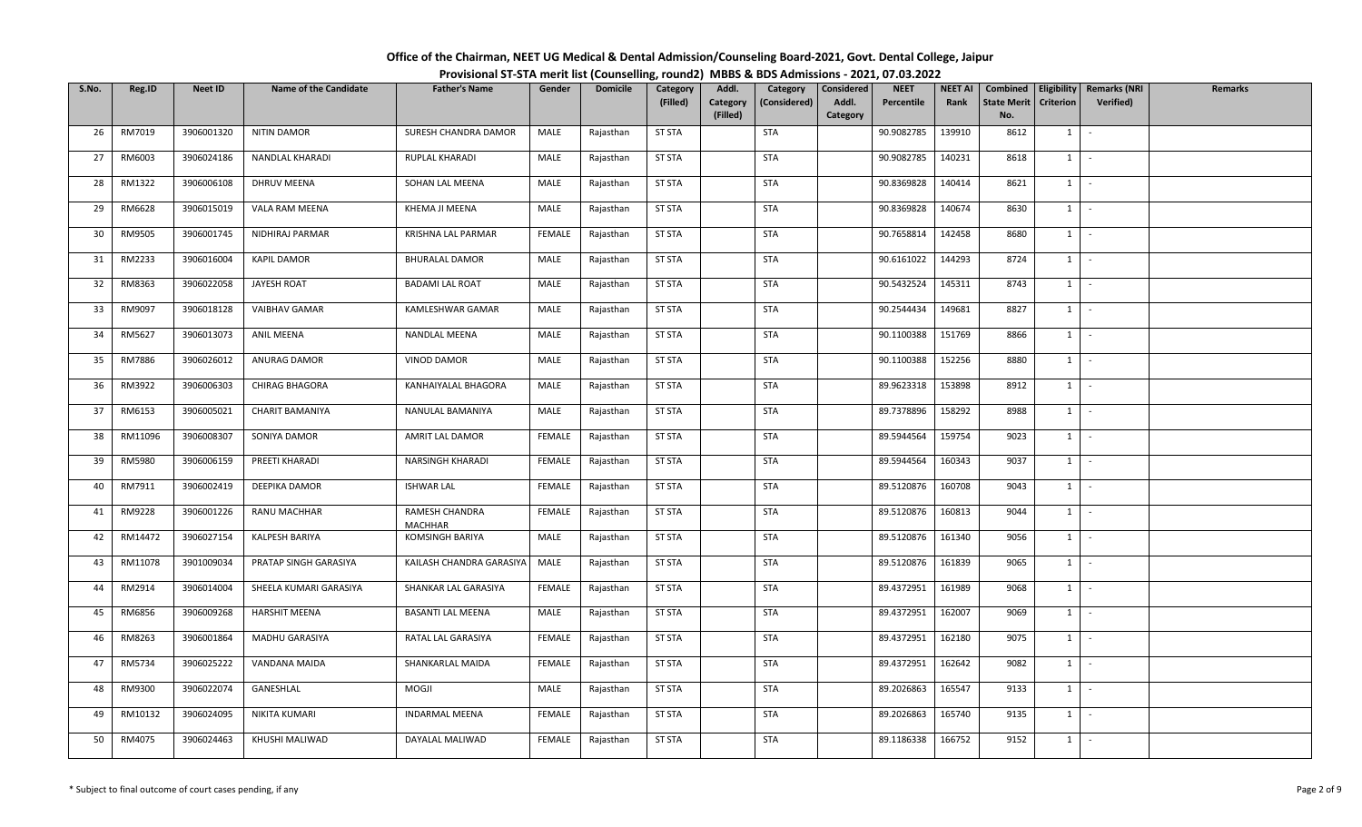# Office of the Chairman, NEET UG Medical & Dental Admission/Counseling Board-2021, Govt. Dental College, Jaipur

## Provisional ST-STA merit list (Counselling, round2) MBBS & BDS Admissions - 2021, 07.03.2022

| S.No. | Reg.ID | Neet ID | Name of the Candidate | Father's Name | Gender | Domicile | Category (Filled) | Addl. Category (Filled) | Category (Considered) | Considered Addl. Category | NEET Percentile | NEET AI Rank | Combined State Merit No. | Eligibility Criterion | Remarks (NRI Verified) | Remarks |
|---|---|---|---|---|---|---|---|---|---|---|---|---|---|---|---|---|
| 26 | RM7019 | 3906001320 | NITIN DAMOR | SURESH CHANDRA DAMOR | MALE | Rajasthan | ST STA | | STA | | 90.9082785 | 139910 | 8612 | 1 | - | |
| 27 | RM6003 | 3906024186 | NANDLAL KHARADI | RUPLAL KHARADI | MALE | Rajasthan | ST STA | | STA | | 90.9082785 | 140231 | 8618 | 1 | - | |
| 28 | RM1322 | 3906006108 | DHRUV MEENA | SOHAN LAL MEENA | MALE | Rajasthan | ST STA | | STA | | 90.8369828 | 140414 | 8621 | 1 | - | |
| 29 | RM6628 | 3906015019 | VALA RAM MEENA | KHEMA JI MEENA | MALE | Rajasthan | ST STA | | STA | | 90.8369828 | 140674 | 8630 | 1 | - | |
| 30 | RM9505 | 3906001745 | NIDHIRAJ PARMAR | KRISHNA LAL PARMAR | FEMALE | Rajasthan | ST STA | | STA | | 90.7658814 | 142458 | 8680 | 1 | - | |
| 31 | RM2233 | 3906016004 | KAPIL DAMOR | BHURALAL DAMOR | MALE | Rajasthan | ST STA | | STA | | 90.6161022 | 144293 | 8724 | 1 | - | |
| 32 | RM8363 | 3906022058 | JAYESH ROAT | BADAMI LAL ROAT | MALE | Rajasthan | ST STA | | STA | | 90.5432524 | 145311 | 8743 | 1 | - | |
| 33 | RM9097 | 3906018128 | VAIBHAV GAMAR | KAMLESHWAR GAMAR | MALE | Rajasthan | ST STA | | STA | | 90.2544434 | 149681 | 8827 | 1 | - | |
| 34 | RM5627 | 3906013073 | ANIL MEENA | NANDLAL MEENA | MALE | Rajasthan | ST STA | | STA | | 90.1100388 | 151769 | 8866 | 1 | - | |
| 35 | RM7886 | 3906026012 | ANURAG DAMOR | VINOD DAMOR | MALE | Rajasthan | ST STA | | STA | | 90.1100388 | 152256 | 8880 | 1 | - | |
| 36 | RM3922 | 3906006303 | CHIRAG BHAGORA | KANHAIYALAL BHAGORA | MALE | Rajasthan | ST STA | | STA | | 89.9623318 | 153898 | 8912 | 1 | - | |
| 37 | RM6153 | 3906005021 | CHARIT BAMANIYA | NANULAL BAMANIYA | MALE | Rajasthan | ST STA | | STA | | 89.7378896 | 158292 | 8988 | 1 | - | |
| 38 | RM11096 | 3906008307 | SONIYA DAMOR | AMRIT LAL DAMOR | FEMALE | Rajasthan | ST STA | | STA | | 89.5944564 | 159754 | 9023 | 1 | - | |
| 39 | RM5980 | 3906006159 | PREETI KHARADI | NARSINGH KHARADI | FEMALE | Rajasthan | ST STA | | STA | | 89.5944564 | 160343 | 9037 | 1 | - | |
| 40 | RM7911 | 3906002419 | DEEPIKA DAMOR | ISHWAR LAL | FEMALE | Rajasthan | ST STA | | STA | | 89.5120876 | 160708 | 9043 | 1 | - | |
| 41 | RM9228 | 3906001226 | RANU MACHHAR | RAMESH CHANDRA MACHHAR | FEMALE | Rajasthan | ST STA | | STA | | 89.5120876 | 160813 | 9044 | 1 | - | |
| 42 | RM14472 | 3906027154 | KALPESH BARIYA | KOMSINGH BARIYA | MALE | Rajasthan | ST STA | | STA | | 89.5120876 | 161340 | 9056 | 1 | - | |
| 43 | RM11078 | 3901009034 | PRATAP SINGH GARASIYA | KAILASH CHANDRA GARASIYA | MALE | Rajasthan | ST STA | | STA | | 89.5120876 | 161839 | 9065 | 1 | - | |
| 44 | RM2914 | 3906014004 | SHEELA KUMARI GARASIYA | SHANKAR LAL GARASIYA | FEMALE | Rajasthan | ST STA | | STA | | 89.4372951 | 161989 | 9068 | 1 | - | |
| 45 | RM6856 | 3906009268 | HARSHIT MEENA | BASANTI LAL MEENA | MALE | Rajasthan | ST STA | | STA | | 89.4372951 | 162007 | 9069 | 1 | - | |
| 46 | RM8263 | 3906001864 | MADHU GARASIYA | RATAL LAL GARASIYA | FEMALE | Rajasthan | ST STA | | STA | | 89.4372951 | 162180 | 9075 | 1 | - | |
| 47 | RM5734 | 3906025222 | VANDANA MAIDA | SHANKARLAL MAIDA | FEMALE | Rajasthan | ST STA | | STA | | 89.4372951 | 162642 | 9082 | 1 | - | |
| 48 | RM9300 | 3906022074 | GANESHLAL | MOGJI | MALE | Rajasthan | ST STA | | STA | | 89.2026863 | 165547 | 9133 | 1 | - | |
| 49 | RM10132 | 3906024095 | NIKITA KUMARI | INDARMAL MEENA | FEMALE | Rajasthan | ST STA | | STA | | 89.2026863 | 165740 | 9135 | 1 | - | |
| 50 | RM4075 | 3906024463 | KHUSHI MALIWAD | DAYALAL MALIWAD | FEMALE | Rajasthan | ST STA | | STA | | 89.1186338 | 166752 | 9152 | 1 | - | |

\* Subject to final outcome of court cases pending, if any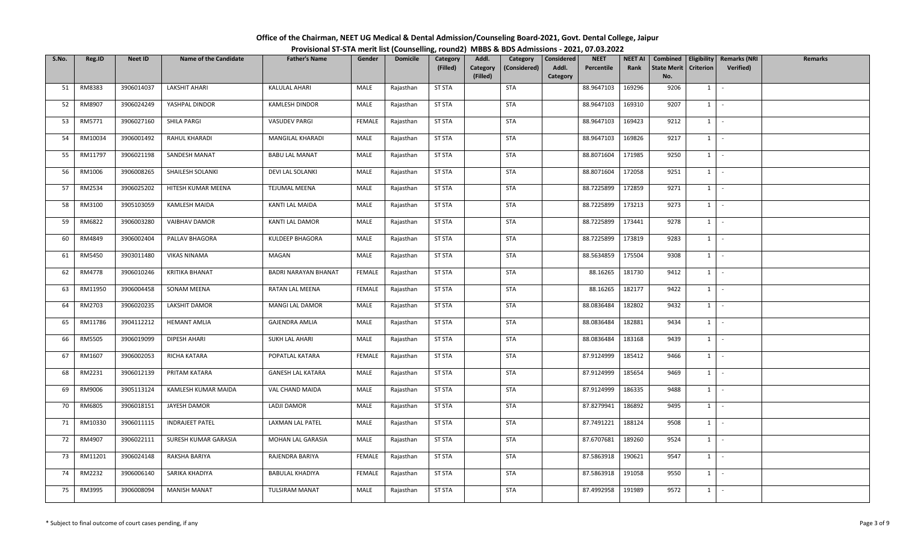# Office of the Chairman, NEET UG Medical & Dental Admission/Counseling Board-2021, Govt. Dental College, Jaipur

## Provisional ST-STA merit list (Counselling, round2) MBBS & BDS Admissions - 2021, 07.03.2022

| S.No. | Reg.ID | Neet ID | Name of the Candidate | Father's Name | Gender | Domicile | Category (Filled) | Addl. Category (Filled) | Category (Considered) | Considered Addl. Category | NEET Percentile | NEET AI Rank | Combined State Merit No. | Eligibility Criterion | Remarks (NRI Verified) | Remarks |
|---|---|---|---|---|---|---|---|---|---|---|---|---|---|---|---|---|
| 51 | RM8383 | 3906014037 | LAKSHIT AHARI | KALULAL AHARI | MALE | Rajasthan | ST STA | | STA | | 88.9647103 | 169296 | 9206 | 1 | - | |
| 52 | RM8907 | 3906024249 | YASHPAL DINDOR | KAMLESH DINDOR | MALE | Rajasthan | ST STA | | STA | | 88.9647103 | 169310 | 9207 | 1 | - | |
| 53 | RM5771 | 3906027160 | SHILA PARGI | VASUDEV PARGI | FEMALE | Rajasthan | ST STA | | STA | | 88.9647103 | 169423 | 9212 | 1 | - | |
| 54 | RM10034 | 3906001492 | RAHUL KHARADI | MANGILAL KHARADI | MALE | Rajasthan | ST STA | | STA | | 88.9647103 | 169826 | 9217 | 1 | - | |
| 55 | RM11797 | 3906021198 | SANDESH MANAT | BABU LAL MANAT | MALE | Rajasthan | ST STA | | STA | | 88.8071604 | 171985 | 9250 | 1 | - | |
| 56 | RM1006 | 3906008265 | SHAILESH SOLANKI | DEVI LAL SOLANKI | MALE | Rajasthan | ST STA | | STA | | 88.8071604 | 172058 | 9251 | 1 | - | |
| 57 | RM2534 | 3906025202 | HITESH KUMAR MEENA | TEJUMAL MEENA | MALE | Rajasthan | ST STA | | STA | | 88.7225899 | 172859 | 9271 | 1 | - | |
| 58 | RM3100 | 3905103059 | KAMLESH MAIDA | KANTI LAL MAIDA | MALE | Rajasthan | ST STA | | STA | | 88.7225899 | 173213 | 9273 | 1 | - | |
| 59 | RM6822 | 3906003280 | VAIBHAV DAMOR | KANTI LAL DAMOR | MALE | Rajasthan | ST STA | | STA | | 88.7225899 | 173441 | 9278 | 1 | - | |
| 60 | RM4849 | 3906002404 | PALLAV BHAGORA | KULDEEP BHAGORA | MALE | Rajasthan | ST STA | | STA | | 88.7225899 | 173819 | 9283 | 1 | - | |
| 61 | RM5450 | 3903011480 | VIKAS NINAMA | MAGAN | MALE | Rajasthan | ST STA | | STA | | 88.5634859 | 175504 | 9308 | 1 | - | |
| 62 | RM4778 | 3906010246 | KRITIKA BHANAT | BADRI NARAYAN BHANAT | FEMALE | Rajasthan | ST STA | | STA | | 88.16265 | 181730 | 9412 | 1 | - | |
| 63 | RM11950 | 3906004458 | SONAM MEENA | RATAN LAL MEENA | FEMALE | Rajasthan | ST STA | | STA | | 88.16265 | 182177 | 9422 | 1 | - | |
| 64 | RM2703 | 3906020235 | LAKSHIT DAMOR | MANGI LAL DAMOR | MALE | Rajasthan | ST STA | | STA | | 88.0836484 | 182802 | 9432 | 1 | - | |
| 65 | RM11786 | 3904112212 | HEMANT AMLIA | GAJENDRA AMLIA | MALE | Rajasthan | ST STA | | STA | | 88.0836484 | 182881 | 9434 | 1 | - | |
| 66 | RM5505 | 3906019099 | DIPESH AHARI | SUKH LAL AHARI | MALE | Rajasthan | ST STA | | STA | | 88.0836484 | 183168 | 9439 | 1 | - | |
| 67 | RM1607 | 3906002053 | RICHA KATARA | POPATLAL KATARA | FEMALE | Rajasthan | ST STA | | STA | | 87.9124999 | 185412 | 9466 | 1 | - | |
| 68 | RM2231 | 3906012139 | PRITAM KATARA | GANESH LAL KATARA | MALE | Rajasthan | ST STA | | STA | | 87.9124999 | 185654 | 9469 | 1 | - | |
| 69 | RM9006 | 3905113124 | KAMLESH KUMAR MAIDA | VAL CHAND MAIDA | MALE | Rajasthan | ST STA | | STA | | 87.9124999 | 186335 | 9488 | 1 | - | |
| 70 | RM6805 | 3906018151 | JAYESH DAMOR | LADJI DAMOR | MALE | Rajasthan | ST STA | | STA | | 87.8279941 | 186892 | 9495 | 1 | - | |
| 71 | RM10330 | 3906011115 | INDRAJEET PATEL | LAXMAN LAL PATEL | MALE | Rajasthan | ST STA | | STA | | 87.7491221 | 188124 | 9508 | 1 | - | |
| 72 | RM4907 | 3906022111 | SURESH KUMAR GARASIA | MOHAN LAL GARASIA | MALE | Rajasthan | ST STA | | STA | | 87.6707681 | 189260 | 9524 | 1 | - | |
| 73 | RM11201 | 3906024148 | RAKSHA BARIYA | RAJENDRA BARIYA | FEMALE | Rajasthan | ST STA | | STA | | 87.5863918 | 190621 | 9547 | 1 | - | |
| 74 | RM2232 | 3906006140 | SARIKA KHADIYA | BABULAL KHADIYA | FEMALE | Rajasthan | ST STA | | STA | | 87.5863918 | 191058 | 9550 | 1 | - | |
| 75 | RM3995 | 3906008094 | MANISH MANAT | TULSIRAM MANAT | MALE | Rajasthan | ST STA | | STA | | 87.4992958 | 191989 | 9572 | 1 | - | |

\* Subject to final outcome of court cases pending, if any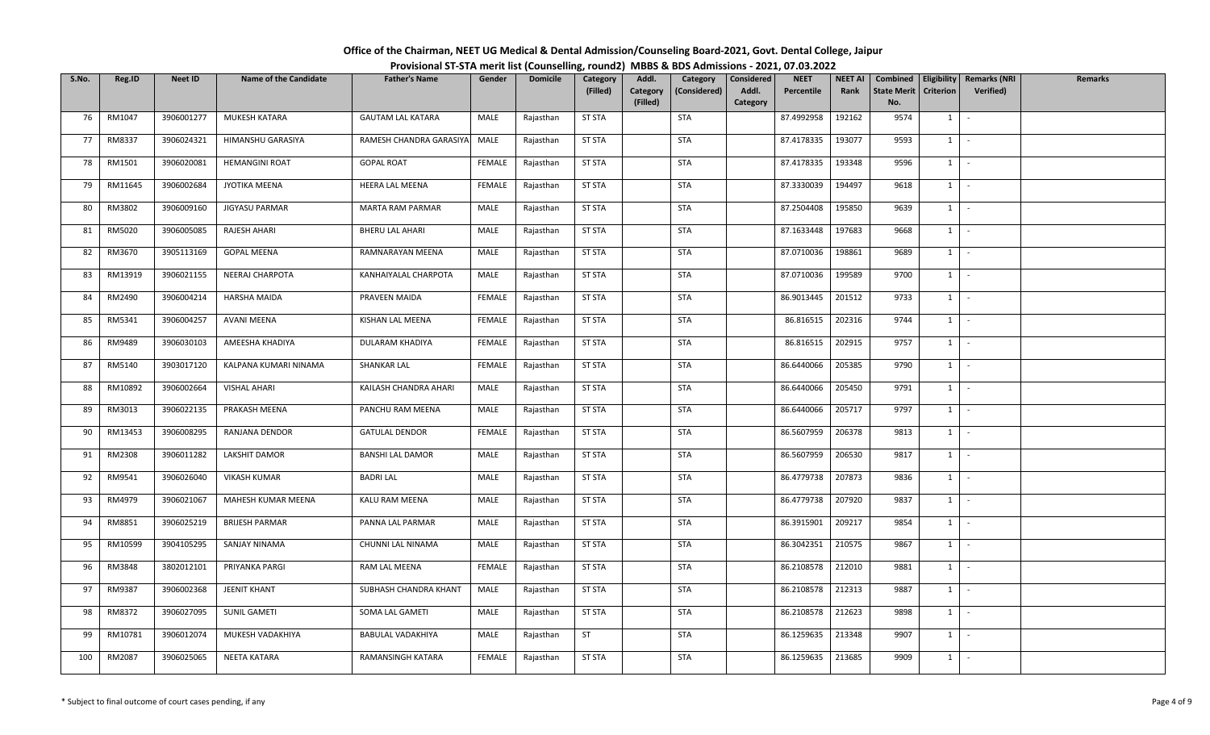# Office of the Chairman, NEET UG Medical & Dental Admission/Counseling Board-2021, Govt. Dental College, Jaipur

## Provisional ST-STA merit list (Counselling, round2) MBBS & BDS Admissions - 2021, 07.03.2022

| S.No. | Reg.ID | Neet ID | Name of the Candidate | Father's Name | Gender | Domicile | Category (Filled) | Addl. Category (Filled) | Category (Considered) | Considered Addl. Category | NEET Percentile | NEET AI Rank | Combined State Merit No. | Eligibility Criterion | Remarks (NRI Verified) | Remarks |
|---|---|---|---|---|---|---|---|---|---|---|---|---|---|---|---|---|
| 76 | RM1047 | 3906001277 | MUKESH KATARA | GAUTAM LAL KATARA | MALE | Rajasthan | ST STA | | STA | | 87.4992958 | 192162 | 9574 | 1 | - | |
| 77 | RM8337 | 3906024321 | HIMANSHU GARASIYA | RAMESH CHANDRA GARASIYA | MALE | Rajasthan | ST STA | | STA | | 87.4178335 | 193077 | 9593 | 1 | - | |
| 78 | RM1501 | 3906020081 | HEMANGINI ROAT | GOPAL ROAT | FEMALE | Rajasthan | ST STA | | STA | | 87.4178335 | 193348 | 9596 | 1 | - | |
| 79 | RM11645 | 3906002684 | JYOTIKA MEENA | HEERA LAL MEENA | FEMALE | Rajasthan | ST STA | | STA | | 87.3330039 | 194497 | 9618 | 1 | - | |
| 80 | RM3802 | 3906009160 | JIGYASU PARMAR | MARTA RAM PARMAR | MALE | Rajasthan | ST STA | | STA | | 87.2504408 | 195850 | 9639 | 1 | - | |
| 81 | RM5020 | 3906005085 | RAJESH AHARI | BHERU LAL AHARI | MALE | Rajasthan | ST STA | | STA | | 87.1633448 | 197683 | 9668 | 1 | - | |
| 82 | RM3670 | 3905113169 | GOPAL MEENA | RAMNARAYAN MEENA | MALE | Rajasthan | ST STA | | STA | | 87.0710036 | 198861 | 9689 | 1 | - | |
| 83 | RM13919 | 3906021155 | NEERAJ CHARPOTA | KANHAIYALAL CHARPOTA | MALE | Rajasthan | ST STA | | STA | | 87.0710036 | 199589 | 9700 | 1 | - | |
| 84 | RM2490 | 3906004214 | HARSHA MAIDA | PRAVEEN MAIDA | FEMALE | Rajasthan | ST STA | | STA | | 86.9013445 | 201512 | 9733 | 1 | - | |
| 85 | RM5341 | 3906004257 | AVANI MEENA | KISHAN LAL MEENA | FEMALE | Rajasthan | ST STA | | STA | | 86.816515 | 202316 | 9744 | 1 | - | |
| 86 | RM9489 | 3906030103 | AMEESHA KHADIYA | DULARAM KHADIYA | FEMALE | Rajasthan | ST STA | | STA | | 86.816515 | 202915 | 9757 | 1 | - | |
| 87 | RM5140 | 3903017120 | KALPANA KUMARI NINAMA | SHANKAR LAL | FEMALE | Rajasthan | ST STA | | STA | | 86.6440066 | 205385 | 9790 | 1 | - | |
| 88 | RM10892 | 3906002664 | VISHAL AHARI | KAILASH CHANDRA AHARI | MALE | Rajasthan | ST STA | | STA | | 86.6440066 | 205450 | 9791 | 1 | - | |
| 89 | RM3013 | 3906022135 | PRAKASH MEENA | PANCHU RAM MEENA | MALE | Rajasthan | ST STA | | STA | | 86.6440066 | 205717 | 9797 | 1 | - | |
| 90 | RM13453 | 3906008295 | RANJANA DENDOR | GATULAL DENDOR | FEMALE | Rajasthan | ST STA | | STA | | 86.5607959 | 206378 | 9813 | 1 | - | |
| 91 | RM2308 | 3906011282 | LAKSHIT DAMOR | BANSHI LAL DAMOR | MALE | Rajasthan | ST STA | | STA | | 86.5607959 | 206530 | 9817 | 1 | - | |
| 92 | RM9541 | 3906026040 | VIKASH KUMAR | BADRI LAL | MALE | Rajasthan | ST STA | | STA | | 86.4779738 | 207873 | 9836 | 1 | - | |
| 93 | RM4979 | 3906021067 | MAHESH KUMAR MEENA | KALU RAM MEENA | MALE | Rajasthan | ST STA | | STA | | 86.4779738 | 207920 | 9837 | 1 | - | |
| 94 | RM8851 | 3906025219 | BRIJESH PARMAR | PANNA LAL PARMAR | MALE | Rajasthan | ST STA | | STA | | 86.3915901 | 209217 | 9854 | 1 | - | |
| 95 | RM10599 | 3904105295 | SANJAY NINAMA | CHUNNI LAL NINAMA | MALE | Rajasthan | ST STA | | STA | | 86.3042351 | 210575 | 9867 | 1 | - | |
| 96 | RM3848 | 3802012101 | PRIYANKA PARGI | RAM LAL MEENA | FEMALE | Rajasthan | ST STA | | STA | | 86.2108578 | 212010 | 9881 | 1 | - | |
| 97 | RM9387 | 3906002368 | JEENIT KHANT | SUBHASH CHANDRA KHANT | MALE | Rajasthan | ST STA | | STA | | 86.2108578 | 212313 | 9887 | 1 | - | |
| 98 | RM8372 | 3906027095 | SUNIL GAMETI | SOMA LAL GAMETI | MALE | Rajasthan | ST STA | | STA | | 86.2108578 | 212623 | 9898 | 1 | - | |
| 99 | RM10781 | 3906012074 | MUKESH VADAKHIYA | BABULAL VADAKHIYA | MALE | Rajasthan | ST | | STA | | 86.1259635 | 213348 | 9907 | 1 | - | |
| 100 | RM2087 | 3906025065 | NEETA KATARA | RAMANSINGH KATARA | FEMALE | Rajasthan | ST STA | | STA | | 86.1259635 | 213685 | 9909 | 1 | - | |

\* Subject to final outcome of court cases pending, if any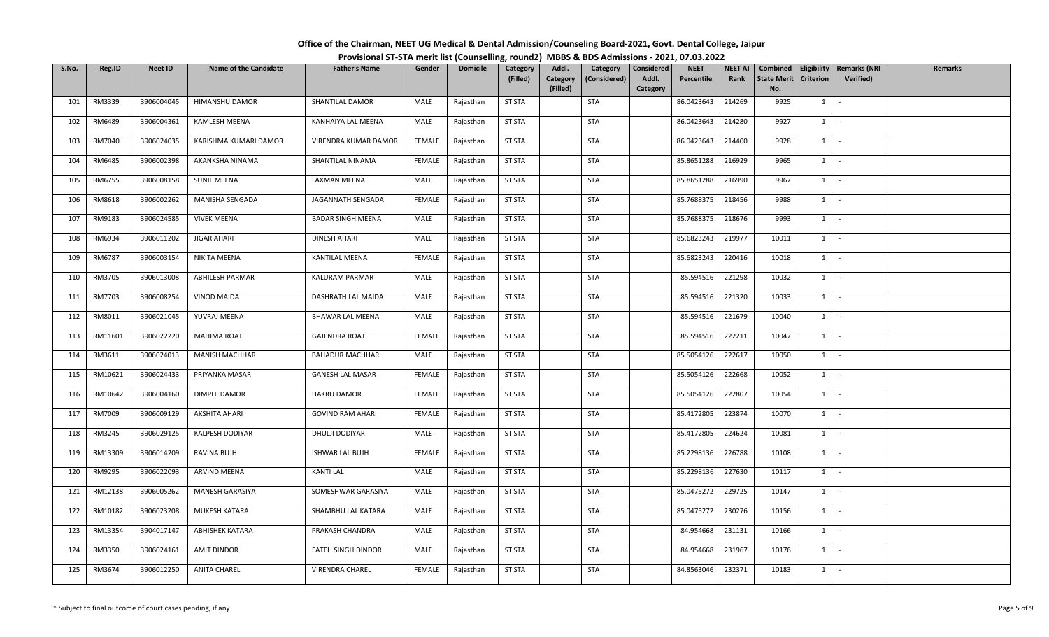# Office of the Chairman, NEET UG Medical & Dental Admission/Counseling Board-2021, Govt. Dental College, Jaipur

## Provisional ST-STA merit list (Counselling, round2) MBBS & BDS Admissions - 2021, 07.03.2022

| S.No. | Reg.ID | Neet ID | Name of the Candidate | Father's Name | Gender | Domicile | Category (Filled) | Addl. Category (Filled) | Category (Considered) | Considered Addl. Category | NEET Percentile | NEET AI Rank | Combined State Merit No. | Eligibility Criterion | Remarks (NRI Verified) | Remarks |
|---|---|---|---|---|---|---|---|---|---|---|---|---|---|---|---|---|
| 101 | RM3339 | 3906004045 | HIMANSHU DAMOR | SHANTILAL DAMOR | MALE | Rajasthan | ST STA | | STA | | 86.0423643 | 214269 | 9925 | 1 | - | |
| 102 | RM6489 | 3906004361 | KAMLESH MEENA | KANHAIYA LAL MEENA | MALE | Rajasthan | ST STA | | STA | | 86.0423643 | 214280 | 9927 | 1 | - | |
| 103 | RM7040 | 3906024035 | KARISHMA KUMARI DAMOR | VIRENDRA KUMAR DAMOR | FEMALE | Rajasthan | ST STA | | STA | | 86.0423643 | 214400 | 9928 | 1 | - | |
| 104 | RM6485 | 3906002398 | AKANKSHA NINAMA | SHANTILAL NINAMA | FEMALE | Rajasthan | ST STA | | STA | | 85.8651288 | 216929 | 9965 | 1 | - | |
| 105 | RM6755 | 3906008158 | SUNIL MEENA | LAXMAN MEENA | MALE | Rajasthan | ST STA | | STA | | 85.8651288 | 216990 | 9967 | 1 | - | |
| 106 | RM8618 | 3906002262 | MANISHA SENGADA | JAGANNATH SENGADA | FEMALE | Rajasthan | ST STA | | STA | | 85.7688375 | 218456 | 9988 | 1 | - | |
| 107 | RM9183 | 3906024585 | VIVEK MEENA | BADAR SINGH MEENA | MALE | Rajasthan | ST STA | | STA | | 85.7688375 | 218676 | 9993 | 1 | - | |
| 108 | RM6934 | 3906011202 | JIGAR AHARI | DINESH AHARI | MALE | Rajasthan | ST STA | | STA | | 85.6823243 | 219977 | 10011 | 1 | - | |
| 109 | RM6787 | 3906003154 | NIKITA MEENA | KANTILAL MEENA | FEMALE | Rajasthan | ST STA | | STA | | 85.6823243 | 220416 | 10018 | 1 | - | |
| 110 | RM3705 | 3906013008 | ABHILESH PARMAR | KALURAM PARMAR | MALE | Rajasthan | ST STA | | STA | | 85.594516 | 221298 | 10032 | 1 | - | |
| 111 | RM7703 | 3906008254 | VINOD MAIDA | DASHRATH LAL MAIDA | MALE | Rajasthan | ST STA | | STA | | 85.594516 | 221320 | 10033 | 1 | - | |
| 112 | RM8011 | 3906021045 | YUVRAJ MEENA | BHAWAR LAL MEENA | MALE | Rajasthan | ST STA | | STA | | 85.594516 | 221679 | 10040 | 1 | - | |
| 113 | RM11601 | 3906022220 | MAHIMA ROAT | GAJENDRA ROAT | FEMALE | Rajasthan | ST STA | | STA | | 85.594516 | 222211 | 10047 | 1 | - | |
| 114 | RM3611 | 3906024013 | MANISH MACHHAR | BAHADUR MACHHAR | MALE | Rajasthan | ST STA | | STA | | 85.5054126 | 222617 | 10050 | 1 | - | |
| 115 | RM10621 | 3906024433 | PRIYANKA MASAR | GANESH LAL MASAR | FEMALE | Rajasthan | ST STA | | STA | | 85.5054126 | 222668 | 10052 | 1 | - | |
| 116 | RM10642 | 3906004160 | DIMPLE DAMOR | HAKRU DAMOR | FEMALE | Rajasthan | ST STA | | STA | | 85.5054126 | 222807 | 10054 | 1 | - | |
| 117 | RM7009 | 3906009129 | AKSHITA AHARI | GOVIND RAM AHARI | FEMALE | Rajasthan | ST STA | | STA | | 85.4172805 | 223874 | 10070 | 1 | - | |
| 118 | RM3245 | 3906029125 | KALPESH DODIYAR | DHULJI DODIYAR | MALE | Rajasthan | ST STA | | STA | | 85.4172805 | 224624 | 10081 | 1 | - | |
| 119 | RM13309 | 3906014209 | RAVINA BUJH | ISHWAR LAL BUJH | FEMALE | Rajasthan | ST STA | | STA | | 85.2298136 | 226788 | 10108 | 1 | - | |
| 120 | RM9295 | 3906022093 | ARVIND MEENA | KANTI LAL | MALE | Rajasthan | ST STA | | STA | | 85.2298136 | 227630 | 10117 | 1 | - | |
| 121 | RM12138 | 3906005262 | MANESH GARASIYA | SOMESHWAR GARASIYA | MALE | Rajasthan | ST STA | | STA | | 85.0475272 | 229725 | 10147 | 1 | - | |
| 122 | RM10182 | 3906023208 | MUKESH KATARA | SHAMBHU LAL KATARA | MALE | Rajasthan | ST STA | | STA | | 85.0475272 | 230276 | 10156 | 1 | - | |
| 123 | RM13354 | 3904017147 | ABHISHEK KATARA | PRAKASH CHANDRA | MALE | Rajasthan | ST STA | | STA | | 84.954668 | 231131 | 10166 | 1 | - | |
| 124 | RM3350 | 3906024161 | AMIT DINDOR | FATEH SINGH DINDOR | MALE | Rajasthan | ST STA | | STA | | 84.954668 | 231967 | 10176 | 1 | - | |
| 125 | RM3674 | 3906012250 | ANITA CHAREL | VIRENDRA CHAREL | FEMALE | Rajasthan | ST STA | | STA | | 84.8563046 | 232371 | 10183 | 1 | - | |

\* Subject to final outcome of court cases pending, if any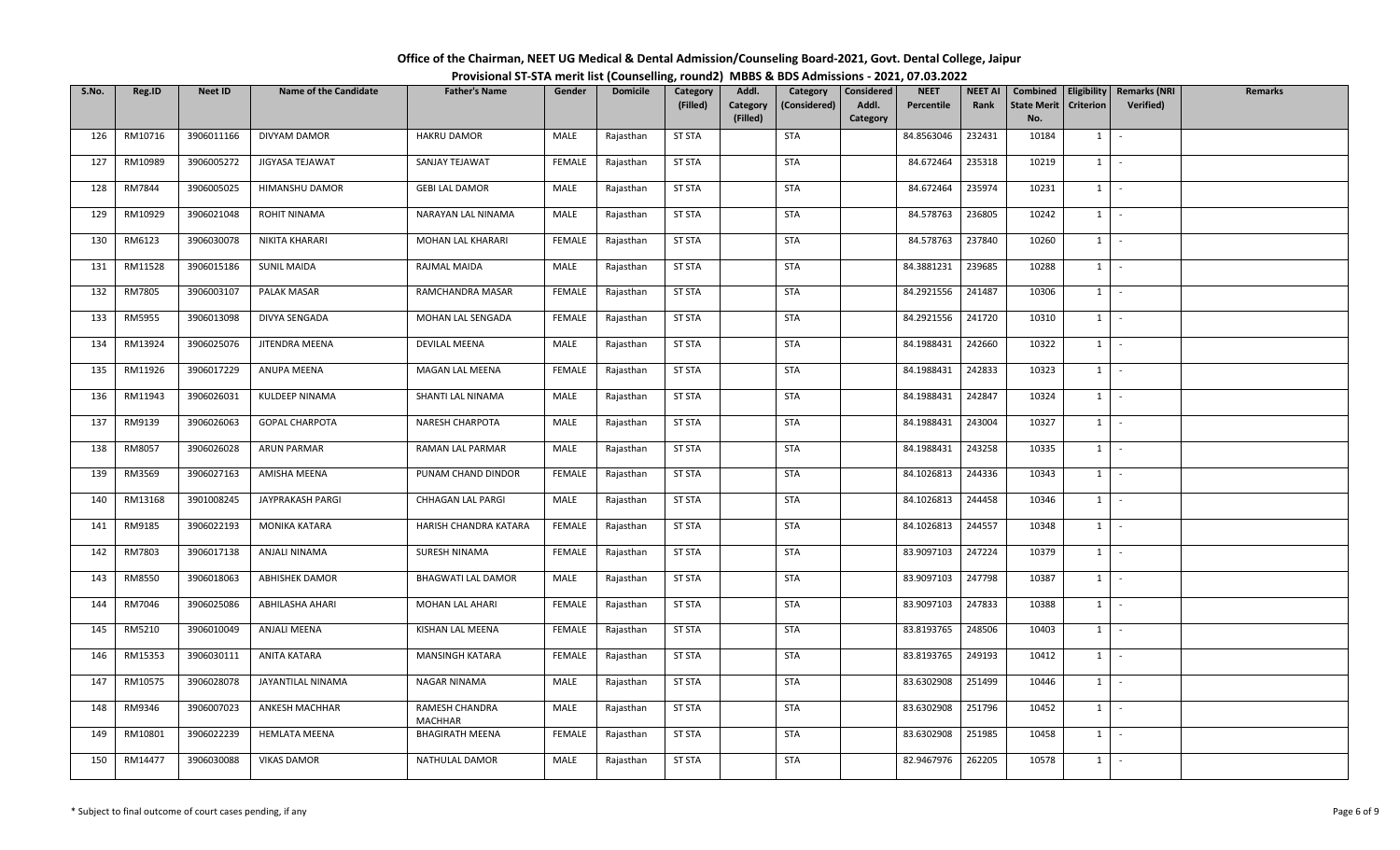**Office of the Chairman, NEET UG Medical & Dental Admission/Counseling Board-2021, Govt. Dental College, Jaipur**

**Provisional ST-STA merit list (Counselling, round2) MBBS & BDS Admissions - 2021, 07.03.2022**

| S.No. | Reg.ID | Neet ID | Name of the Candidate | Father's Name | Gender | Domicile | Category (Filled) | Addl. Category (Filled) | Category (Considered) | Considered Addl. Category | NEET Percentile | NEET AI Rank | Combined State Merit No. | Eligibility Criterion | Remarks (NRI Verified) | Remarks |
|---|---|---|---|---|---|---|---|---|---|---|---|---|---|---|---|---|
| 126 | RM10716 | 3906011166 | DIVYAM DAMOR | HAKRU DAMOR | MALE | Rajasthan | ST STA | | STA | | 84.8563046 | 232431 | 10184 | 1 | - | |
| 127 | RM10989 | 3906005272 | JIGYASA TEJAWAT | SANJAY TEJAWAT | FEMALE | Rajasthan | ST STA | | STA | | 84.672464 | 235318 | 10219 | 1 | - | |
| 128 | RM7844 | 3906005025 | HIMANSHU DAMOR | GEBI LAL DAMOR | MALE | Rajasthan | ST STA | | STA | | 84.672464 | 235974 | 10231 | 1 | - | |
| 129 | RM10929 | 3906021048 | ROHIT NINAMA | NARAYAN LAL NINAMA | MALE | Rajasthan | ST STA | | STA | | 84.578763 | 236805 | 10242 | 1 | - | |
| 130 | RM6123 | 3906030078 | NIKITA KHARARI | MOHAN LAL KHARARI | FEMALE | Rajasthan | ST STA | | STA | | 84.578763 | 237840 | 10260 | 1 | - | |
| 131 | RM11528 | 3906015186 | SUNIL MAIDA | RAJMAL MAIDA | MALE | Rajasthan | ST STA | | STA | | 84.3881231 | 239685 | 10288 | 1 | - | |
| 132 | RM7805 | 3906003107 | PALAK MASAR | RAMCHANDRA MASAR | FEMALE | Rajasthan | ST STA | | STA | | 84.2921556 | 241487 | 10306 | 1 | - | |
| 133 | RM5955 | 3906013098 | DIVYA SENGADA | MOHAN LAL SENGADA | FEMALE | Rajasthan | ST STA | | STA | | 84.2921556 | 241720 | 10310 | 1 | - | |
| 134 | RM13924 | 3906025076 | JITENDRA MEENA | DEVILAL MEENA | MALE | Rajasthan | ST STA | | STA | | 84.1988431 | 242660 | 10322 | 1 | - | |
| 135 | RM11926 | 3906017229 | ANUPA MEENA | MAGAN LAL MEENA | FEMALE | Rajasthan | ST STA | | STA | | 84.1988431 | 242833 | 10323 | 1 | - | |
| 136 | RM11943 | 3906026031 | KULDEEP NINAMA | SHANTI LAL NINAMA | MALE | Rajasthan | ST STA | | STA | | 84.1988431 | 242847 | 10324 | 1 | - | |
| 137 | RM9139 | 3906026063 | GOPAL CHARPOTA | NARESH CHARPOTA | MALE | Rajasthan | ST STA | | STA | | 84.1988431 | 243004 | 10327 | 1 | - | |
| 138 | RM8057 | 3906026028 | ARUN PARMAR | RAMAN LAL PARMAR | MALE | Rajasthan | ST STA | | STA | | 84.1988431 | 243258 | 10335 | 1 | - | |
| 139 | RM3569 | 3906027163 | AMISHA MEENA | PUNAM CHAND DINDOR | FEMALE | Rajasthan | ST STA | | STA | | 84.1026813 | 244336 | 10343 | 1 | - | |
| 140 | RM13168 | 3901008245 | JAYPRAKASH PARGI | CHHAGAN LAL PARGI | MALE | Rajasthan | ST STA | | STA | | 84.1026813 | 244458 | 10346 | 1 | - | |
| 141 | RM9185 | 3906022193 | MONIKA KATARA | HARISH CHANDRA KATARA | FEMALE | Rajasthan | ST STA | | STA | | 84.1026813 | 244557 | 10348 | 1 | - | |
| 142 | RM7803 | 3906017138 | ANJALI NINAMA | SURESH NINAMA | FEMALE | Rajasthan | ST STA | | STA | | 83.9097103 | 247224 | 10379 | 1 | - | |
| 143 | RM8550 | 3906018063 | ABHISHEK DAMOR | BHAGWATI LAL DAMOR | MALE | Rajasthan | ST STA | | STA | | 83.9097103 | 247798 | 10387 | 1 | - | |
| 144 | RM7046 | 3906025086 | ABHILASHA AHARI | MOHAN LAL AHARI | FEMALE | Rajasthan | ST STA | | STA | | 83.9097103 | 247833 | 10388 | 1 | - | |
| 145 | RM5210 | 3906010049 | ANJALI MEENA | KISHAN LAL MEENA | FEMALE | Rajasthan | ST STA | | STA | | 83.8193765 | 248506 | 10403 | 1 | - | |
| 146 | RM15353 | 3906030111 | ANITA KATARA | MANSINGH KATARA | FEMALE | Rajasthan | ST STA | | STA | | 83.8193765 | 249193 | 10412 | 1 | - | |
| 147 | RM10575 | 3906028078 | JAYANTILAL NINAMA | NAGAR NINAMA | MALE | Rajasthan | ST STA | | STA | | 83.6302908 | 251499 | 10446 | 1 | - | |
| 148 | RM9346 | 3906007023 | ANKESH MACHHAR | RAMESH CHANDRA MACHHAR | MALE | Rajasthan | ST STA | | STA | | 83.6302908 | 251796 | 10452 | 1 | - | |
| 149 | RM10801 | 3906022239 | HEMLATA MEENA | BHAGIRATH MEENA | FEMALE | Rajasthan | ST STA | | STA | | 83.6302908 | 251985 | 10458 | 1 | - | |
| 150 | RM14477 | 3906030088 | VIKAS DAMOR | NATHULAL DAMOR | MALE | Rajasthan | ST STA | | STA | | 82.9467976 | 262205 | 10578 | 1 | - | |

\* Subject to final outcome of court cases pending, if any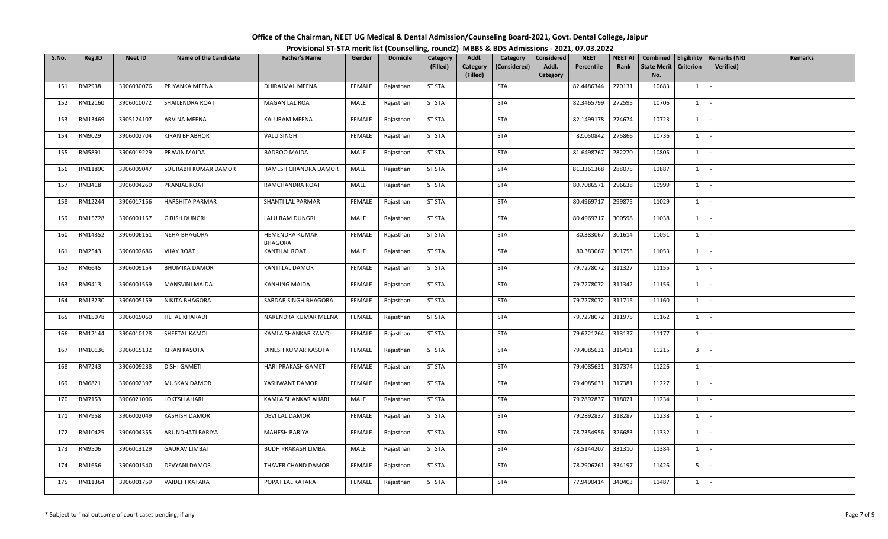# Office of the Chairman, NEET UG Medical & Dental Admission/Counseling Board-2021, Govt. Dental College, Jaipur

## Provisional ST-STA merit list (Counselling, round2) MBBS & BDS Admissions - 2021, 07.03.2022

| S.No. | Reg.ID | Neet ID | Name of the Candidate | Father's Name | Gender | Domicile | Category (Filled) | Addl. Category (Filled) | Category (Considered) | Considered Addl. Category | NEET Percentile | NEET AI Rank | Combined State Merit No. | Eligibility Criterion | Remarks (NRI Verified) | Remarks |
|---|---|---|---|---|---|---|---|---|---|---|---|---|---|---|---|---|
| 151 | RM2938 | 3906030076 | PRIYANKA MEENA | DHIRAJMAL MEENA | FEMALE | Rajasthan | ST STA | | STA | | 82.4486344 | 270131 | 10683 | 1 | - | |
| 152 | RM12160 | 3906010072 | SHAILENDRA ROAT | MAGAN LAL ROAT | MALE | Rajasthan | ST STA | | STA | | 82.3465799 | 272595 | 10706 | 1 | - | |
| 153 | RM13469 | 3905124107 | ARVINA MEENA | KALURAM MEENA | FEMALE | Rajasthan | ST STA | | STA | | 82.1499178 | 274674 | 10723 | 1 | - | |
| 154 | RM9029 | 3906002704 | KIRAN BHABHOR | VALU SINGH | FEMALE | Rajasthan | ST STA | | STA | | 82.050842 | 275866 | 10736 | 1 | - | |
| 155 | RM5891 | 3906019229 | PRAVIN MAIDA | BADROO MAIDA | MALE | Rajasthan | ST STA | | STA | | 81.6498767 | 282270 | 10805 | 1 | - | |
| 156 | RM11890 | 3906009047 | SOURABH KUMAR DAMOR | RAMESH CHANDRA DAMOR | MALE | Rajasthan | ST STA | | STA | | 81.3361368 | 288075 | 10887 | 1 | - | |
| 157 | RM3418 | 3906004260 | PRANJAL ROAT | RAMCHANDRA ROAT | MALE | Rajasthan | ST STA | | STA | | 80.7086571 | 296638 | 10999 | 1 | - | |
| 158 | RM12244 | 3906017156 | HARSHITA PARMAR | SHANTI LAL PARMAR | FEMALE | Rajasthan | ST STA | | STA | | 80.4969717 | 299875 | 11029 | 1 | - | |
| 159 | RM15728 | 3906001157 | GIRISH DUNGRI | LALU RAM DUNGRI | MALE | Rajasthan | ST STA | | STA | | 80.4969717 | 300598 | 11038 | 1 | - | |
| 160 | RM14352 | 3906006161 | NEHA BHAGORA | HEMENDRA KUMAR BHAGORA | FEMALE | Rajasthan | ST STA | | STA | | 80.383067 | 301614 | 11051 | 1 | - | |
| 161 | RM2543 | 3906002686 | VIJAY ROAT | KANTILAL ROAT | MALE | Rajasthan | ST STA | | STA | | 80.383067 | 301755 | 11053 | 1 | - | |
| 162 | RM6645 | 3906009154 | BHUMIKA DAMOR | KANTI LAL DAMOR | FEMALE | Rajasthan | ST STA | | STA | | 79.7278072 | 311327 | 11155 | 1 | - | |
| 163 | RM9413 | 3906001559 | MANSVINI MAIDA | KANHING MAIDA | FEMALE | Rajasthan | ST STA | | STA | | 79.7278072 | 311342 | 11156 | 1 | - | |
| 164 | RM13230 | 3906005159 | NIKITA BHAGORA | SARDAR SINGH BHAGORA | FEMALE | Rajasthan | ST STA | | STA | | 79.7278072 | 311715 | 11160 | 1 | - | |
| 165 | RM15078 | 3906019060 | HETAL KHARADI | NARENDRA KUMAR MEENA | FEMALE | Rajasthan | ST STA | | STA | | 79.7278072 | 311975 | 11162 | 1 | - | |
| 166 | RM12144 | 3906010128 | SHEETAL KAMOL | KAMLA SHANKAR KAMOL | FEMALE | Rajasthan | ST STA | | STA | | 79.6221264 | 313137 | 11177 | 1 | - | |
| 167 | RM10136 | 3906015132 | KIRAN KASOTA | DINESH KUMAR KASOTA | FEMALE | Rajasthan | ST STA | | STA | | 79.4085631 | 316411 | 11215 | 3 | - | |
| 168 | RM7243 | 3906009238 | DISHI GAMETI | HARI PRAKASH GAMETI | FEMALE | Rajasthan | ST STA | | STA | | 79.4085631 | 317374 | 11226 | 1 | - | |
| 169 | RM6821 | 3906002397 | MUSKAN DAMOR | YASHWANT DAMOR | FEMALE | Rajasthan | ST STA | | STA | | 79.4085631 | 317381 | 11227 | 1 | - | |
| 170 | RM7153 | 3906021006 | LOKESH AHARI | KAMLA SHANKAR AHARI | MALE | Rajasthan | ST STA | | STA | | 79.2892837 | 318021 | 11234 | 1 | - | |
| 171 | RM7958 | 3906002049 | KASHISH DAMOR | DEVI LAL DAMOR | FEMALE | Rajasthan | ST STA | | STA | | 79.2892837 | 318287 | 11238 | 1 | - | |
| 172 | RM10425 | 3906004355 | ARUNDHATI BARIYA | MAHESH BARIYA | FEMALE | Rajasthan | ST STA | | STA | | 78.7354956 | 326683 | 11332 | 1 | - | |
| 173 | RM9506 | 3906013129 | GAURAV LIMBAT | BUDH PRAKASH LIMBAT | MALE | Rajasthan | ST STA | | STA | | 78.5144207 | 331310 | 11384 | 1 | - | |
| 174 | RM1656 | 3906001540 | DEVYANI DAMOR | THAVER CHAND DAMOR | FEMALE | Rajasthan | ST STA | | STA | | 78.2906261 | 334197 | 11426 | 5 | - | |
| 175 | RM11364 | 3906001759 | VAIDEHI KATARA | POPAT LAL KATARA | FEMALE | Rajasthan | ST STA | | STA | | 77.9490414 | 340403 | 11487 | 1 | - | |

\* Subject to final outcome of court cases pending, if any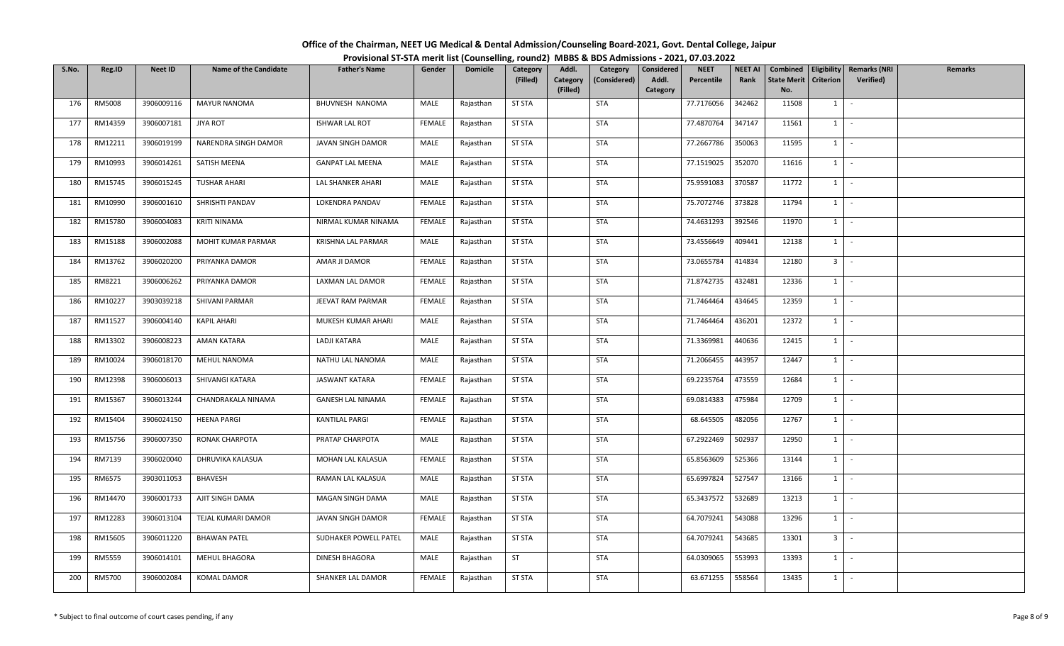# Office of the Chairman, NEET UG Medical & Dental Admission/Counseling Board-2021, Govt. Dental College, Jaipur

## Provisional ST-STA merit list (Counselling, round2) MBBS & BDS Admissions - 2021, 07.03.2022

| S.No. | Reg.ID | Neet ID | Name of the Candidate | Father's Name | Gender | Domicile | Category (Filled) | Addl. Category (Filled) | Category (Considered) | Considered Addl. Category | NEET Percentile | NEET AI Rank | Combined State Merit No. | Eligibility Criterion | Remarks (NRI Verified) | Remarks |
|---|---|---|---|---|---|---|---|---|---|---|---|---|---|---|---|---|
| 176 | RM5008 | 3906009116 | MAYUR NANOMA | BHUVNESH NANOMA | MALE | Rajasthan | ST STA | | STA | | 77.7176056 | 342462 | 11508 | 1 | - | |
| 177 | RM14359 | 3906007181 | JIYA ROT | ISHWAR LAL ROT | FEMALE | Rajasthan | ST STA | | STA | | 77.4870764 | 347147 | 11561 | 1 | - | |
| 178 | RM12211 | 3906019199 | NARENDRA SINGH DAMOR | JAVAN SINGH DAMOR | MALE | Rajasthan | ST STA | | STA | | 77.2667786 | 350063 | 11595 | 1 | - | |
| 179 | RM10993 | 3906014261 | SATISH MEENA | GANPAT LAL MEENA | MALE | Rajasthan | ST STA | | STA | | 77.1519025 | 352070 | 11616 | 1 | - | |
| 180 | RM15745 | 3906015245 | TUSHAR AHARI | LAL SHANKER AHARI | MALE | Rajasthan | ST STA | | STA | | 75.9591083 | 370587 | 11772 | 1 | - | |
| 181 | RM10990 | 3906001610 | SHRISHTI PANDAV | LOKENDRA PANDAV | FEMALE | Rajasthan | ST STA | | STA | | 75.7072746 | 373828 | 11794 | 1 | - | |
| 182 | RM15780 | 3906004083 | KRITI NINAMA | NIRMAL KUMAR NINAMA | FEMALE | Rajasthan | ST STA | | STA | | 74.4631293 | 392546 | 11970 | 1 | - | |
| 183 | RM15188 | 3906002088 | MOHIT KUMAR PARMAR | KRISHNA LAL PARMAR | MALE | Rajasthan | ST STA | | STA | | 73.4556649 | 409441 | 12138 | 1 | - | |
| 184 | RM13762 | 3906020200 | PRIYANKA DAMOR | AMAR JI DAMOR | FEMALE | Rajasthan | ST STA | | STA | | 73.0655784 | 414834 | 12180 | 3 | - | |
| 185 | RM8221 | 3906006262 | PRIYANKA DAMOR | LAXMAN LAL DAMOR | FEMALE | Rajasthan | ST STA | | STA | | 71.8742735 | 432481 | 12336 | 1 | - | |
| 186 | RM10227 | 3903039218 | SHIVANI PARMAR | JEEVAT RAM PARMAR | FEMALE | Rajasthan | ST STA | | STA | | 71.7464464 | 434645 | 12359 | 1 | - | |
| 187 | RM11527 | 3906004140 | KAPIL AHARI | MUKESH KUMAR AHARI | MALE | Rajasthan | ST STA | | STA | | 71.7464464 | 436201 | 12372 | 1 | - | |
| 188 | RM13302 | 3906008223 | AMAN KATARA | LADJI KATARA | MALE | Rajasthan | ST STA | | STA | | 71.3369981 | 440636 | 12415 | 1 | - | |
| 189 | RM10024 | 3906018170 | MEHUL NANOMA | NATHU LAL NANOMA | MALE | Rajasthan | ST STA | | STA | | 71.2066455 | 443957 | 12447 | 1 | - | |
| 190 | RM12398 | 3906006013 | SHIVANGI KATARA | JASWANT KATARA | FEMALE | Rajasthan | ST STA | | STA | | 69.2235764 | 473559 | 12684 | 1 | - | |
| 191 | RM15367 | 3906013244 | CHANDRAKALA NINAMA | GANESH LAL NINAMA | FEMALE | Rajasthan | ST STA | | STA | | 69.0814383 | 475984 | 12709 | 1 | - | |
| 192 | RM15404 | 3906024150 | HEENA PARGI | KANTILAL PARGI | FEMALE | Rajasthan | ST STA | | STA | | 68.645505 | 482056 | 12767 | 1 | - | |
| 193 | RM15756 | 3906007350 | RONAK CHARPOTA | PRATAP CHARPOTA | MALE | Rajasthan | ST STA | | STA | | 67.2922469 | 502937 | 12950 | 1 | - | |
| 194 | RM7139 | 3906020040 | DHRUVIKA KALASUA | MOHAN LAL KALASUA | FEMALE | Rajasthan | ST STA | | STA | | 65.8563609 | 525366 | 13144 | 1 | - | |
| 195 | RM6575 | 3903011053 | BHAVESH | RAMAN LAL KALASUA | MALE | Rajasthan | ST STA | | STA | | 65.6997824 | 527547 | 13166 | 1 | - | |
| 196 | RM14470 | 3906001733 | AJIT SINGH DAMA | MAGAN SINGH DAMA | MALE | Rajasthan | ST STA | | STA | | 65.3437572 | 532689 | 13213 | 1 | - | |
| 197 | RM12283 | 3906013104 | TEJAL KUMARI DAMOR | JAVAN SINGH DAMOR | FEMALE | Rajasthan | ST STA | | STA | | 64.7079241 | 543088 | 13296 | 1 | - | |
| 198 | RM15605 | 3906011220 | BHAWAN PATEL | SUDHAKER POWELL PATEL | MALE | Rajasthan | ST STA | | STA | | 64.7079241 | 543685 | 13301 | 3 | - | |
| 199 | RM5559 | 3906014101 | MEHUL BHAGORA | DINESH BHAGORA | MALE | Rajasthan | ST | | STA | | 64.0309065 | 553993 | 13393 | 1 | - | |
| 200 | RM5700 | 3906002084 | KOMAL DAMOR | SHANKER LAL DAMOR | FEMALE | Rajasthan | ST STA | | STA | | 63.671255 | 558564 | 13435 | 1 | - | |

\* Subject to final outcome of court cases pending, if any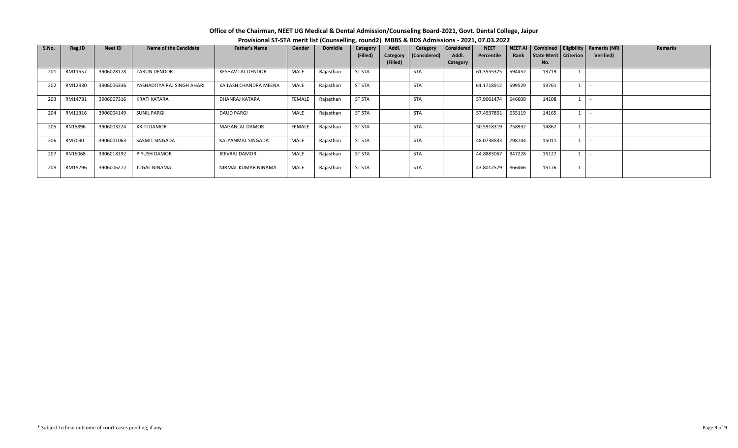**Office of the Chairman, NEET UG Medical & Dental Admission/Counseling Board-2021, Govt. Dental College, Jaipur**

**Provisional ST-STA merit list (Counselling, round2) MBBS & BDS Admissions - 2021, 07.03.2022**

| S.No. | Reg.ID | Neet ID | Name of the Candidate | Father's Name | Gender | Domicile | Category (Filled) | Addl. Category (Filled) | Category (Considered) | Considered Addl. Category | NEET Percentile | NEET AI Rank | Combined State Merit No. | Eligibility Criterion | Remarks (NRI Verified) | Remarks |
|---|---|---|---|---|---|---|---|---|---|---|---|---|---|---|---|---|
| 201 | RM11557 | 3906028178 | TARUN DENDOR | KESHAV LAL DENDOR | MALE | Rajasthan | ST STA | | STA | | 61.3555375 | 594452 | 13719 | 1 | - | |
| 202 | RM12930 | 3906006336 | YASHADITYA RAJ SINGH AHARI | KAILASH CHANDRA MEENA | MALE | Rajasthan | ST STA | | STA | | 61.1718912 | 599529 | 13761 | 1 | - | |
| 203 | RM14781 | 3906007316 | KRATI KATARA | DHANRAJ KATARA | FEMALE | Rajasthan | ST STA | | STA | | 57.9061474 | 646608 | 14108 | 1 | - | |
| 204 | RM11316 | 3906004149 | SUNIL PARGI | DAUD PARGI | MALE | Rajasthan | ST STA | | STA | | 57.4937851 | 655119 | 14165 | 1 | - | |
| 205 | RN15896 | 3906003224 | KRITI DAMOR | MAGANLAL DAMOR | FEMALE | Rajasthan | ST STA | | STA | | 50.5918319 | 758932 | 14867 | 1 | - | |
| 206 | RM7090 | 3906001063 | SASMIT SINGADA | KALYANMAL SINGADA | MALE | Rajasthan | ST STA | | STA | | 48.0738833 | 798744 | 15011 | 1 | - | |
| 207 | RN16068 | 3906018192 | PIYUSH DAMOR | JEEVRAJ DAMOR | MALE | Rajasthan | ST STA | | STA | | 44.8883067 | 847228 | 15127 | 1 | - | |
| 208 | RM15796 | 3906006272 | JUGAL NINAMA | NIRMAL KUMAR NINAMA | MALE | Rajasthan | ST STA | | STA | | 43.8012579 | 866466 | 15176 | 1 | - | |

* Subject to final outcome of court cases pending, if any